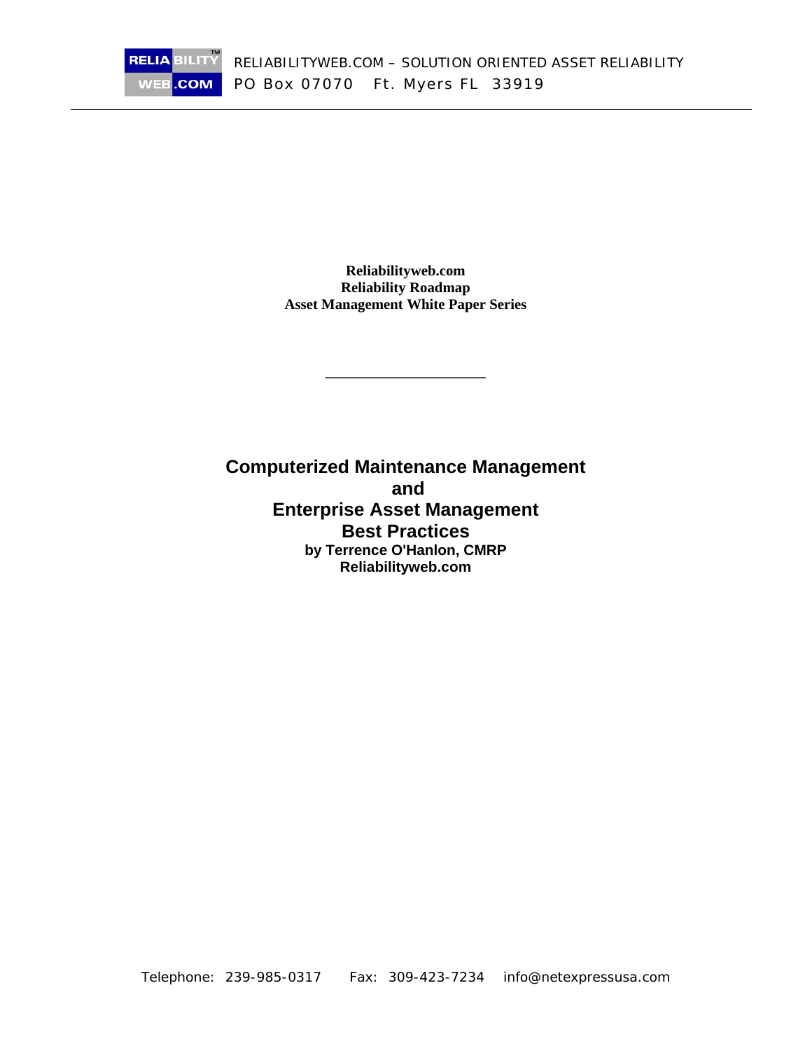RELIABILITYWEB.COM – SOLUTION ORIENTED ASSET RELIABILITY
PO Box 07070 Ft. Myers FL 33919

---

**Reliabilityweb.com**
**Reliability Roadmap**
**Asset Management White Paper Series**

---

# Computerized Maintenance Management and Enterprise Asset Management Best Practices

**by Terrence O'Hanlon, CMRP**
**Reliabilityweb.com**

Telephone: 239-985-0317 Fax: 309-423-7234 info@netexpressusa.com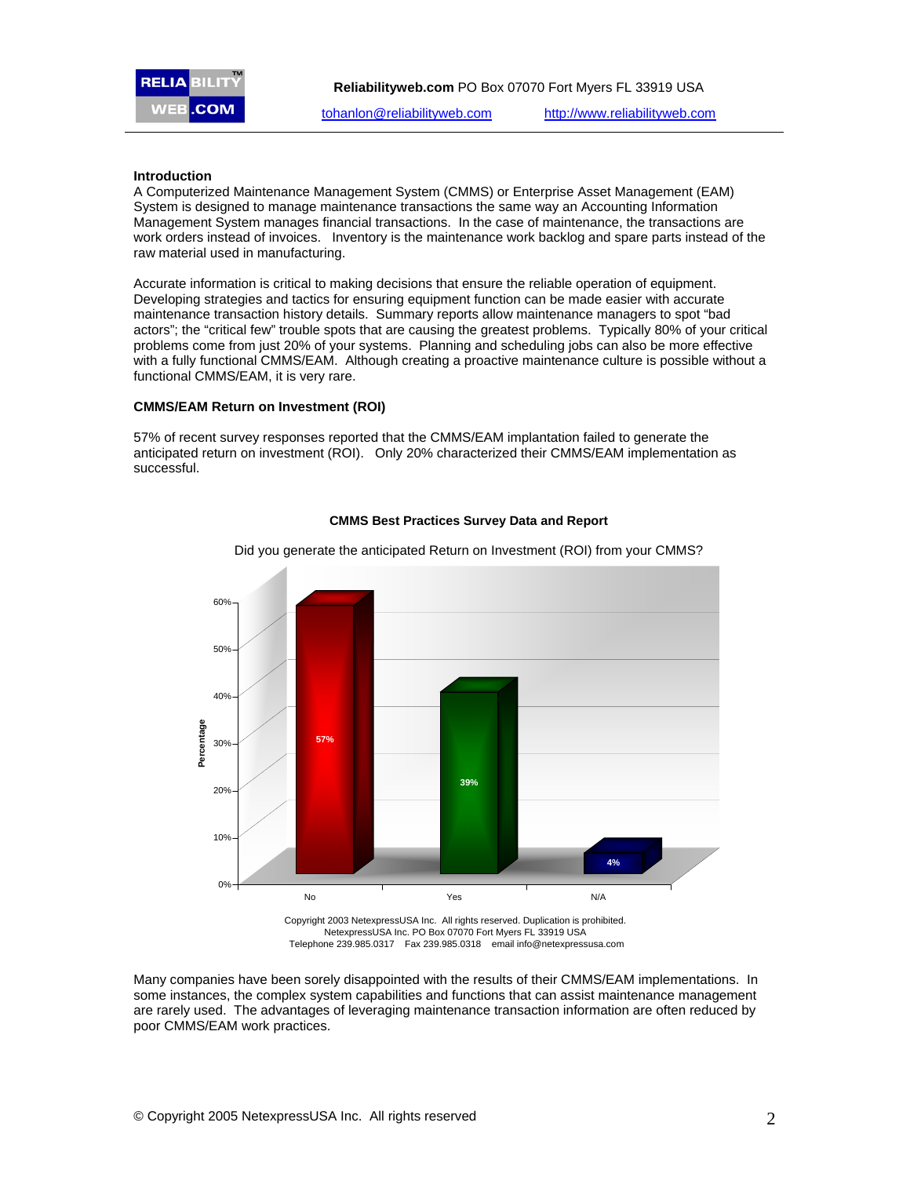## Introduction

A Computerized Maintenance Management System (CMMS) or Enterprise Asset Management (EAM) System is designed to manage maintenance transactions the same way an Accounting Information Management System manages financial transactions. In the case of maintenance, the transactions are work orders instead of invoices. Inventory is the maintenance work backlog and spare parts instead of the raw material used in manufacturing.

Accurate information is critical to making decisions that ensure the reliable operation of equipment. Developing strategies and tactics for ensuring equipment function can be made easier with accurate maintenance transaction history details. Summary reports allow maintenance managers to spot "bad actors"; the "critical few" trouble spots that are causing the greatest problems. Typically 80% of your critical problems come from just 20% of your systems. Planning and scheduling jobs can also be more effective with a fully functional CMMS/EAM. Although creating a proactive maintenance culture is possible without a functional CMMS/EAM, it is very rare.

## CMMS/EAM Return on Investment (ROI)

57% of recent survey responses reported that the CMMS/EAM implantation failed to generate the anticipated return on investment (ROI). Only 20% characterized their CMMS/EAM implementation as successful.

**CMMS Best Practices Survey Data and Report**

Did you generate the anticipated Return on Investment (ROI) from your CMMS?

| Response | Percentage |
| --- | --- |
| No | 57% |
| Yes | 39% |
| N/A | 4% |

Copyright 2003 NetexpressUSA Inc. All rights reserved. Duplication is prohibited.
NetexpressUSA Inc. PO Box 07070 Fort Myers FL 33919 USA
Telephone 239.985.0317 Fax 239.985.0318 email info@netexpressusa.com

Many companies have been sorely disappointed with the results of their CMMS/EAM implementations. In some instances, the complex system capabilities and functions that can assist maintenance management are rarely used. The advantages of leveraging maintenance transaction information are often reduced by poor CMMS/EAM work practices.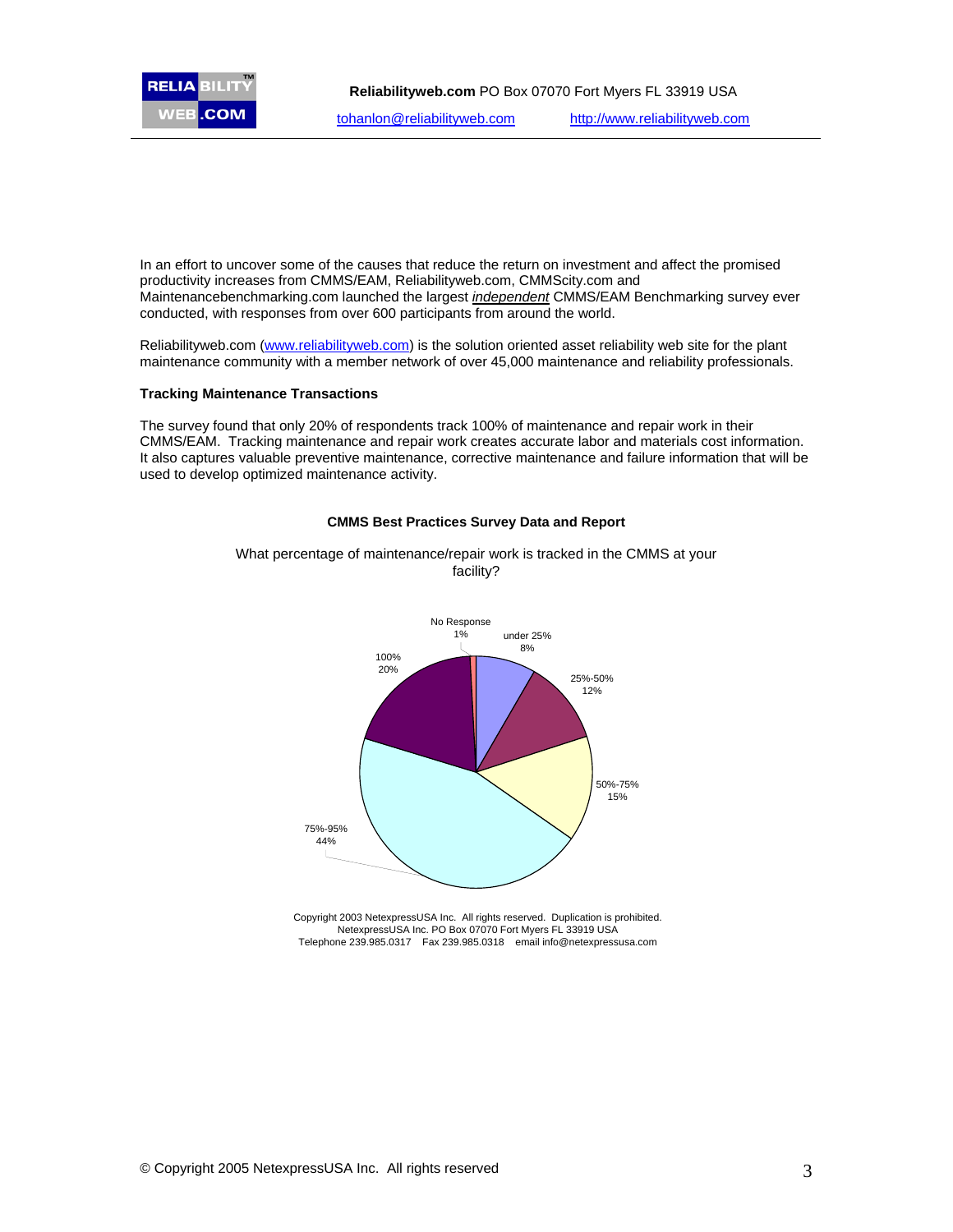In an effort to uncover some of the causes that reduce the return on investment and affect the promised productivity increases from CMMS/EAM, Reliabilityweb.com, CMMScity.com and Maintenancebenchmarking.com launched the largest ***independent*** CMMS/EAM Benchmarking survey ever conducted, with responses from over 600 participants from around the world.

Reliabilityweb.com (www.reliabilityweb.com) is the solution oriented asset reliability web site for the plant maintenance community with a member network of over 45,000 maintenance and reliability professionals.

**Tracking Maintenance Transactions**

The survey found that only 20% of respondents track 100% of maintenance and repair work in their CMMS/EAM. Tracking maintenance and repair work creates accurate labor and materials cost information. It also captures valuable preventive maintenance, corrective maintenance and failure information that will be used to develop optimized maintenance activity.

**CMMS Best Practices Survey Data and Report**

What percentage of maintenance/repair work is tracked in the CMMS at your facility?

| Response | Percentage |
|---|---|
| under 25% | 8% |
| 25%-50% | 12% |
| 50%-75% | 15% |
| 75%-95% | 44% |
| 100% | 20% |
| No Response | 1% |

Copyright 2003 NetexpressUSA Inc. All rights reserved. Duplication is prohibited.
NetexpressUSA Inc. PO Box 07070 Fort Myers FL 33919 USA
Telephone 239.985.0317 Fax 239.985.0318 email info@netexpressusa.com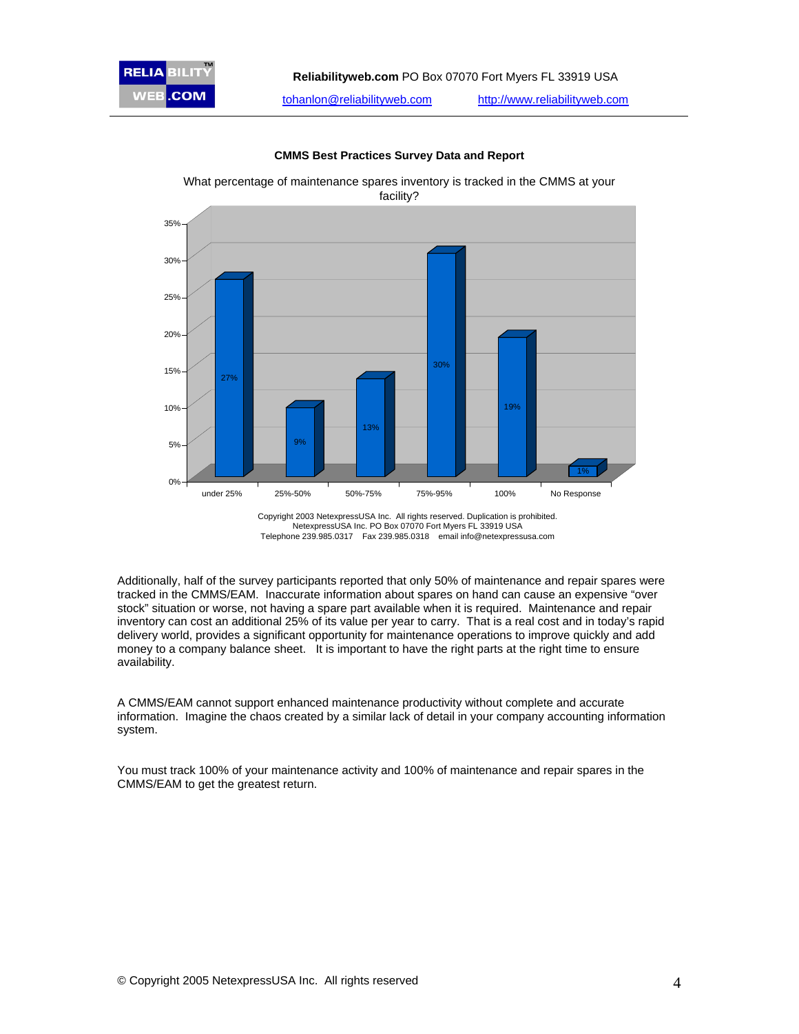**CMMS Best Practices Survey Data and Report**

What percentage of maintenance spares inventory is tracked in the CMMS at your facility?

| Response | Percentage |
|---|---|
| under 25% | 27% |
| 25%-50% | 9% |
| 50%-75% | 13% |
| 75%-95% | 30% |
| 100% | 19% |
| No Response | 1% |

Copyright 2003 NetexpressUSA Inc. All rights reserved. Duplication is prohibited.
NetexpressUSA Inc. PO Box 07070 Fort Myers FL 33919 USA
Telephone 239.985.0317 Fax 239.985.0318 email info@netexpressusa.com

Additionally, half of the survey participants reported that only 50% of maintenance and repair spares were tracked in the CMMS/EAM. Inaccurate information about spares on hand can cause an expensive "over stock" situation or worse, not having a spare part available when it is required. Maintenance and repair inventory can cost an additional 25% of its value per year to carry. That is a real cost and in today's rapid delivery world, provides a significant opportunity for maintenance operations to improve quickly and add money to a company balance sheet. It is important to have the right parts at the right time to ensure availability.

A CMMS/EAM cannot support enhanced maintenance productivity without complete and accurate information. Imagine the chaos created by a similar lack of detail in your company accounting information system.

You must track 100% of your maintenance activity and 100% of maintenance and repair spares in the CMMS/EAM to get the greatest return.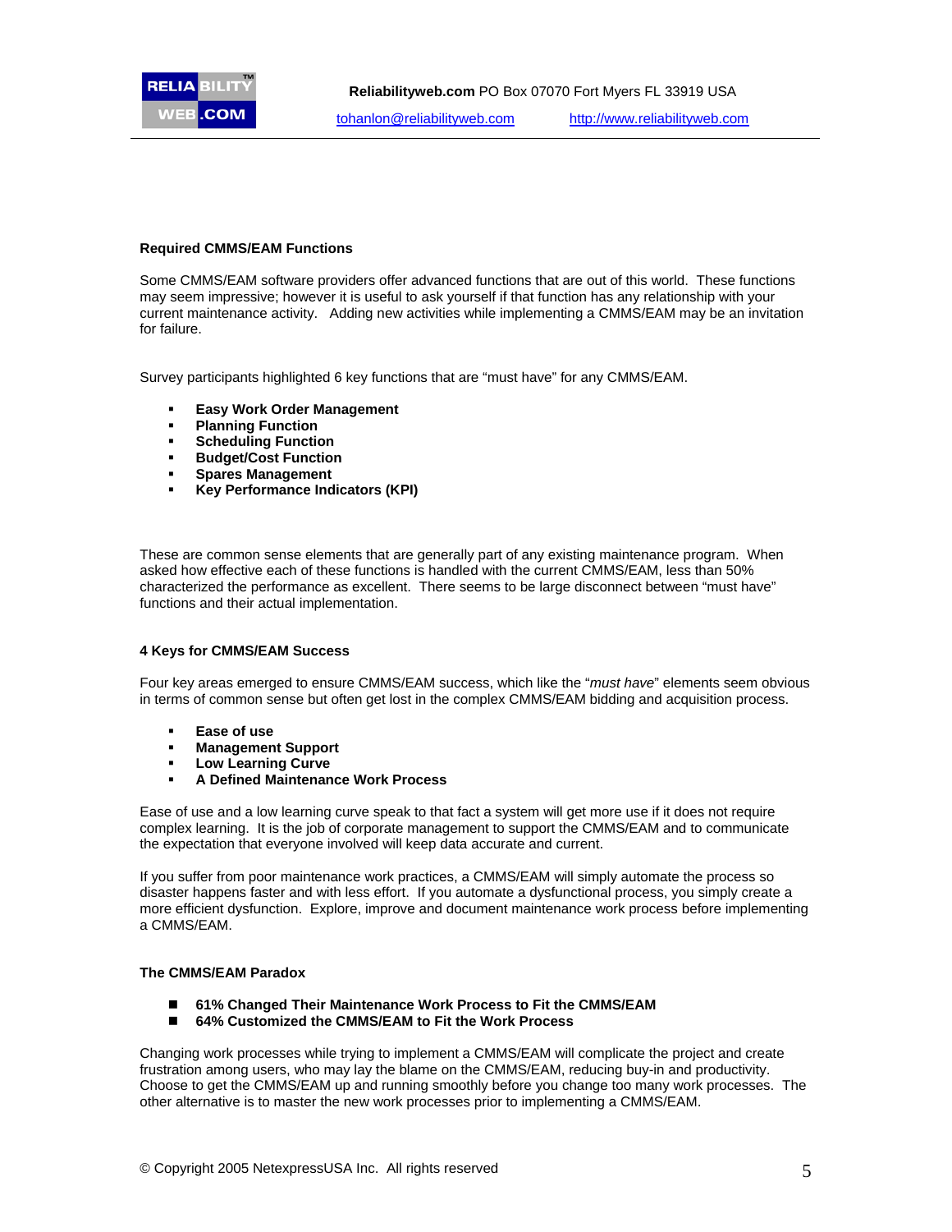### Required CMMS/EAM Functions

Some CMMS/EAM software providers offer advanced functions that are out of this world. These functions may seem impressive; however it is useful to ask yourself if that function has any relationship with your current maintenance activity. Adding new activities while implementing a CMMS/EAM may be an invitation for failure.

Survey participants highlighted 6 key functions that are "must have" for any CMMS/EAM.

- **Easy Work Order Management**
- **Planning Function**
- **Scheduling Function**
- **Budget/Cost Function**
- **Spares Management**
- **Key Performance Indicators (KPI)**

These are common sense elements that are generally part of any existing maintenance program. When asked how effective each of these functions is handled with the current CMMS/EAM, less than 50% characterized the performance as excellent. There seems to be large disconnect between "must have" functions and their actual implementation.

### 4 Keys for CMMS/EAM Success

Four key areas emerged to ensure CMMS/EAM success, which like the "*must have*" elements seem obvious in terms of common sense but often get lost in the complex CMMS/EAM bidding and acquisition process.

- **Ease of use**
- **Management Support**
- **Low Learning Curve**
- **A Defined Maintenance Work Process**

Ease of use and a low learning curve speak to that fact a system will get more use if it does not require complex learning. It is the job of corporate management to support the CMMS/EAM and to communicate the expectation that everyone involved will keep data accurate and current.

If you suffer from poor maintenance work practices, a CMMS/EAM will simply automate the process so disaster happens faster and with less effort. If you automate a dysfunctional process, you simply create a more efficient dysfunction. Explore, improve and document maintenance work process before implementing a CMMS/EAM.

### The CMMS/EAM Paradox

- **61% Changed Their Maintenance Work Process to Fit the CMMS/EAM**
- **64% Customized the CMMS/EAM to Fit the Work Process**

Changing work processes while trying to implement a CMMS/EAM will complicate the project and create frustration among users, who may lay the blame on the CMMS/EAM, reducing buy-in and productivity. Choose to get the CMMS/EAM up and running smoothly before you change too many work processes. The other alternative is to master the new work processes prior to implementing a CMMS/EAM.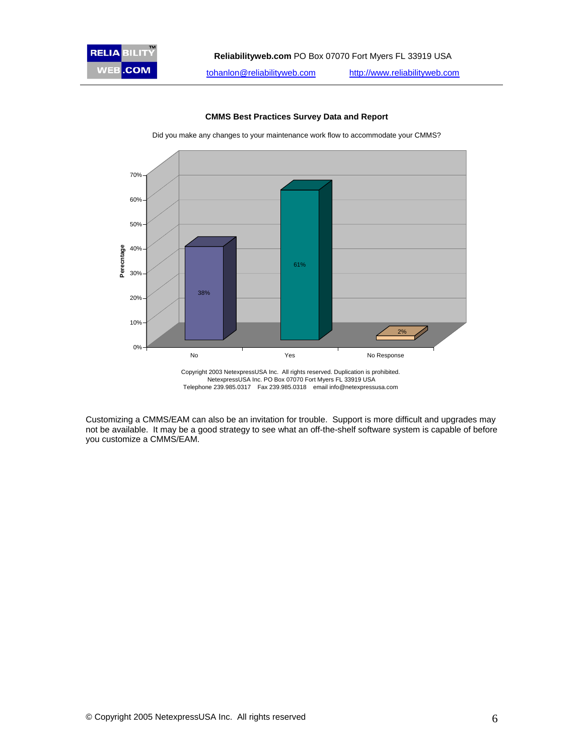**CMMS Best Practices Survey Data and Report**

Did you make any changes to your maintenance work flow to accommodate your CMMS?

| Response | Percentage |
|---|---|
| No | 38% |
| Yes | 61% |
| No Response | 2% |

Copyright 2003 NetexpressUSA Inc. All rights reserved. Duplication is prohibited.
NetexpressUSA Inc. PO Box 07070 Fort Myers FL 33919 USA
Telephone 239.985.0317 Fax 239.985.0318 email info@netexpressusa.com

Customizing a CMMS/EAM can also be an invitation for trouble. Support is more difficult and upgrades may not be available. It may be a good strategy to see what an off-the-shelf software system is capable of before you customize a CMMS/EAM.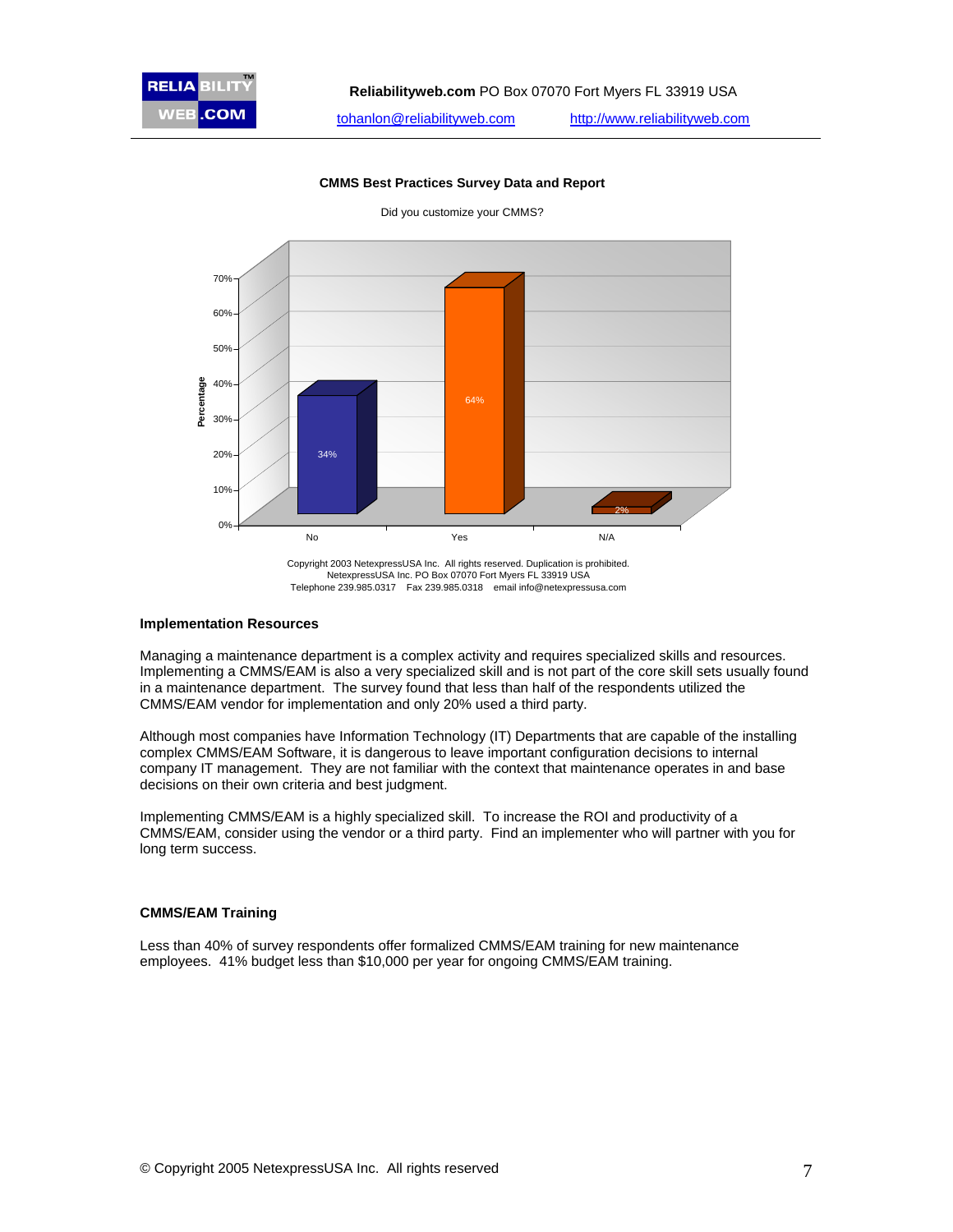## CMMS Best Practices Survey Data and Report

Did you customize your CMMS?

| Response | Percentage |
|---|---|
| No | 34% |
| Yes | 64% |
| N/A | 2% |

Copyright 2003 NetexpressUSA Inc. All rights reserved. Duplication is prohibited.
NetexpressUSA Inc. PO Box 07070 Fort Myers FL 33919 USA
Telephone 239.985.0317 Fax 239.985.0318 email info@netexpressusa.com

### Implementation Resources

Managing a maintenance department is a complex activity and requires specialized skills and resources. Implementing a CMMS/EAM is also a very specialized skill and is not part of the core skill sets usually found in a maintenance department. The survey found that less than half of the respondents utilized the CMMS/EAM vendor for implementation and only 20% used a third party.

Although most companies have Information Technology (IT) Departments that are capable of the installing complex CMMS/EAM Software, it is dangerous to leave important configuration decisions to internal company IT management. They are not familiar with the context that maintenance operates in and base decisions on their own criteria and best judgment.

Implementing CMMS/EAM is a highly specialized skill. To increase the ROI and productivity of a CMMS/EAM, consider using the vendor or a third party. Find an implementer who will partner with you for long term success.

### CMMS/EAM Training

Less than 40% of survey respondents offer formalized CMMS/EAM training for new maintenance employees. 41% budget less than $10,000 per year for ongoing CMMS/EAM training.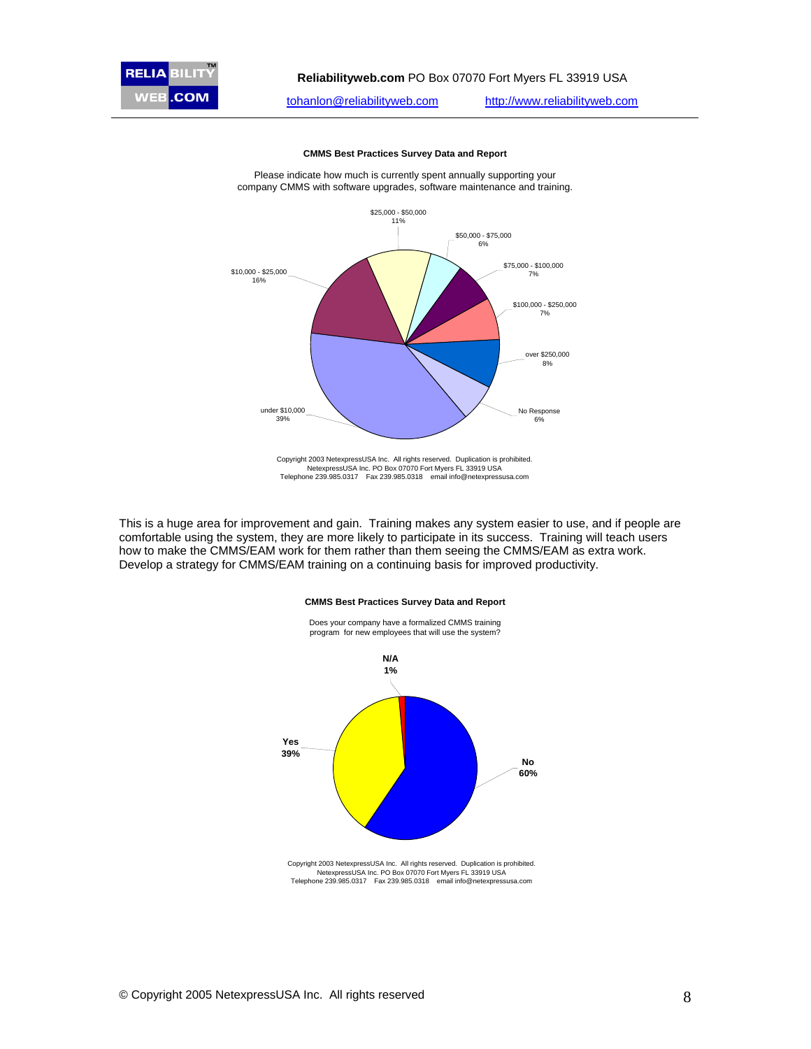**CMMS Best Practices Survey Data and Report**

Please indicate how much is currently spent annually supporting your company CMMS with software upgrades, software maintenance and training.

| Response | Percentage |
| --- | --- |
| under $10,000 | 39% |
| $10,000 - $25,000 | 16% |
| $25,000 - $50,000 | 11% |
| $50,000 - $75,000 | 6% |
| $75,000 - $100,000 | 7% |
| $100,000 - $250,000 | 7% |
| over $250,000 | 8% |
| No Response | 6% |

Copyright 2003 NetexpressUSA Inc. All rights reserved. Duplication is prohibited.
NetexpressUSA Inc. PO Box 07070 Fort Myers FL 33919 USA
Telephone 239.985.0317 Fax 239.985.0318 email info@netexpressusa.com

This is a huge area for improvement and gain. Training makes any system easier to use, and if people are comfortable using the system, they are more likely to participate in its success. Training will teach users how to make the CMMS/EAM work for them rather than them seeing the CMMS/EAM as extra work. Develop a strategy for CMMS/EAM training on a continuing basis for improved productivity.

**CMMS Best Practices Survey Data and Report**

Does your company have a formalized CMMS training program for new employees that will use the system?

| Response | Percentage |
| --- | --- |
| No | 60% |
| Yes | 39% |
| N/A | 1% |

Copyright 2003 NetexpressUSA Inc. All rights reserved. Duplication is prohibited.
NetexpressUSA Inc. PO Box 07070 Fort Myers FL 33919 USA
Telephone 239.985.0317 Fax 239.985.0318 email info@netexpressusa.com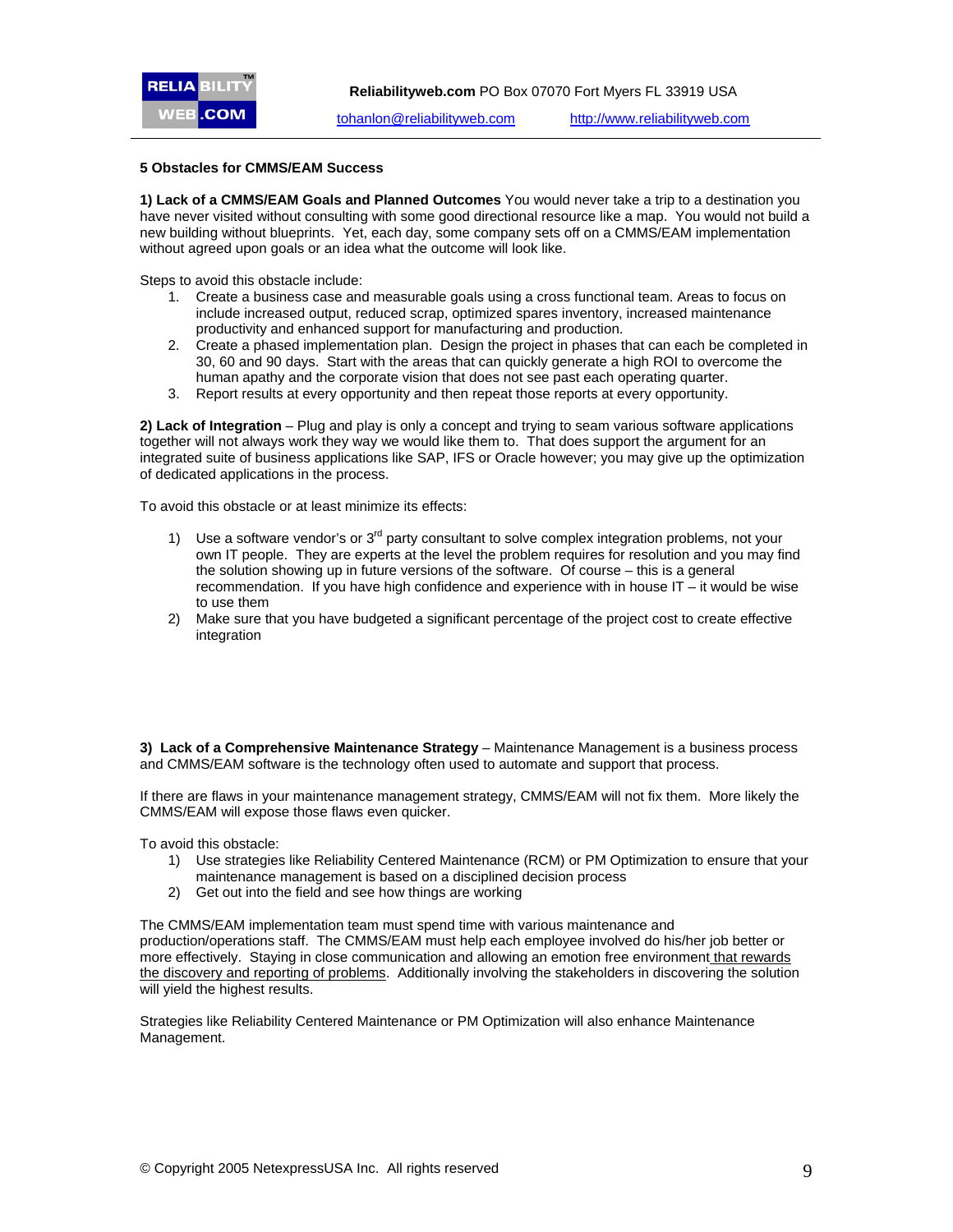**5 Obstacles for CMMS/EAM Success**

**1) Lack of a CMMS/EAM Goals and Planned Outcomes** You would never take a trip to a destination you have never visited without consulting with some good directional resource like a map. You would not build a new building without blueprints. Yet, each day, some company sets off on a CMMS/EAM implementation without agreed upon goals or an idea what the outcome will look like.

Steps to avoid this obstacle include:

1. Create a business case and measurable goals using a cross functional team. Areas to focus on include increased output, reduced scrap, optimized spares inventory, increased maintenance productivity and enhanced support for manufacturing and production.
2. Create a phased implementation plan. Design the project in phases that can each be completed in 30, 60 and 90 days. Start with the areas that can quickly generate a high ROI to overcome the human apathy and the corporate vision that does not see past each operating quarter.
3. Report results at every opportunity and then repeat those reports at every opportunity.

**2) Lack of Integration** – Plug and play is only a concept and trying to seam various software applications together will not always work they way we would like them to. That does support the argument for an integrated suite of business applications like SAP, IFS or Oracle however; you may give up the optimization of dedicated applications in the process.

To avoid this obstacle or at least minimize its effects:

1) Use a software vendor's or 3rd party consultant to solve complex integration problems, not your own IT people. They are experts at the level the problem requires for resolution and you may find the solution showing up in future versions of the software. Of course – this is a general recommendation. If you have high confidence and experience with in house IT – it would be wise to use them
2) Make sure that you have budgeted a significant percentage of the project cost to create effective integration

**3) Lack of a Comprehensive Maintenance Strategy** – Maintenance Management is a business process and CMMS/EAM software is the technology often used to automate and support that process.

If there are flaws in your maintenance management strategy, CMMS/EAM will not fix them. More likely the CMMS/EAM will expose those flaws even quicker.

To avoid this obstacle:

1) Use strategies like Reliability Centered Maintenance (RCM) or PM Optimization to ensure that your maintenance management is based on a disciplined decision process
2) Get out into the field and see how things are working

The CMMS/EAM implementation team must spend time with various maintenance and production/operations staff. The CMMS/EAM must help each employee involved do his/her job better or more effectively. Staying in close communication and allowing an emotion free environment that rewards the discovery and reporting of problems. Additionally involving the stakeholders in discovering the solution will yield the highest results.

Strategies like Reliability Centered Maintenance or PM Optimization will also enhance Maintenance Management.

© Copyright 2005 NetexpressUSA Inc. All rights reserved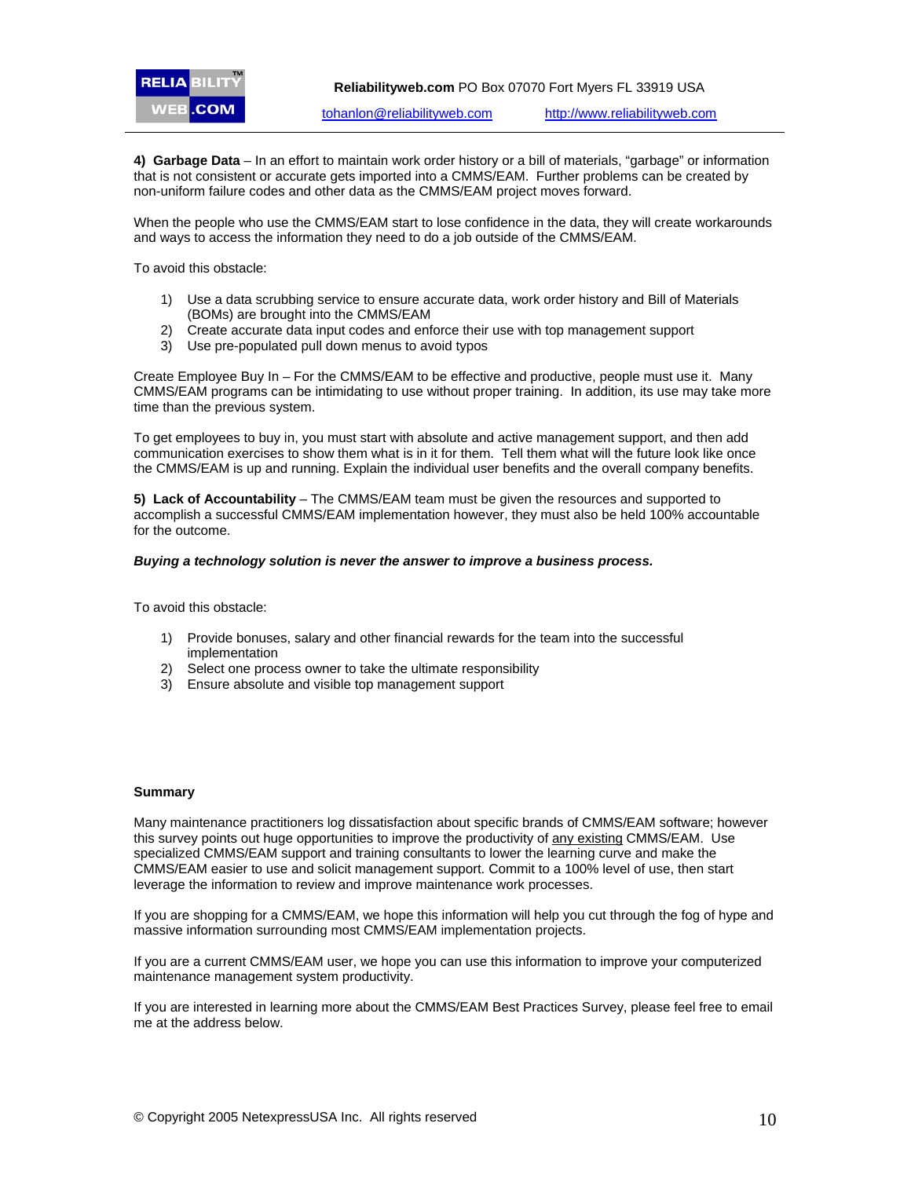**4) Garbage Data** – In an effort to maintain work order history or a bill of materials, "garbage" or information that is not consistent or accurate gets imported into a CMMS/EAM. Further problems can be created by non-uniform failure codes and other data as the CMMS/EAM project moves forward.

When the people who use the CMMS/EAM start to lose confidence in the data, they will create workarounds and ways to access the information they need to do a job outside of the CMMS/EAM.

To avoid this obstacle:

1) Use a data scrubbing service to ensure accurate data, work order history and Bill of Materials (BOMs) are brought into the CMMS/EAM
2) Create accurate data input codes and enforce their use with top management support
3) Use pre-populated pull down menus to avoid typos

Create Employee Buy In – For the CMMS/EAM to be effective and productive, people must use it. Many CMMS/EAM programs can be intimidating to use without proper training. In addition, its use may take more time than the previous system.

To get employees to buy in, you must start with absolute and active management support, and then add communication exercises to show them what is in it for them. Tell them what will the future look like once the CMMS/EAM is up and running. Explain the individual user benefits and the overall company benefits.

**5) Lack of Accountability** – The CMMS/EAM team must be given the resources and supported to accomplish a successful CMMS/EAM implementation however, they must also be held 100% accountable for the outcome.

***Buying a technology solution is never the answer to improve a business process.***

To avoid this obstacle:

1) Provide bonuses, salary and other financial rewards for the team into the successful implementation
2) Select one process owner to take the ultimate responsibility
3) Ensure absolute and visible top management support

**Summary**

Many maintenance practitioners log dissatisfaction about specific brands of CMMS/EAM software; however this survey points out huge opportunities to improve the productivity of <u>any existing</u> CMMS/EAM. Use specialized CMMS/EAM support and training consultants to lower the learning curve and make the CMMS/EAM easier to use and solicit management support. Commit to a 100% level of use, then start leverage the information to review and improve maintenance work processes.

If you are shopping for a CMMS/EAM, we hope this information will help you cut through the fog of hype and massive information surrounding most CMMS/EAM implementation projects.

If you are a current CMMS/EAM user, we hope you can use this information to improve your computerized maintenance management system productivity.

If you are interested in learning more about the CMMS/EAM Best Practices Survey, please feel free to email me at the address below.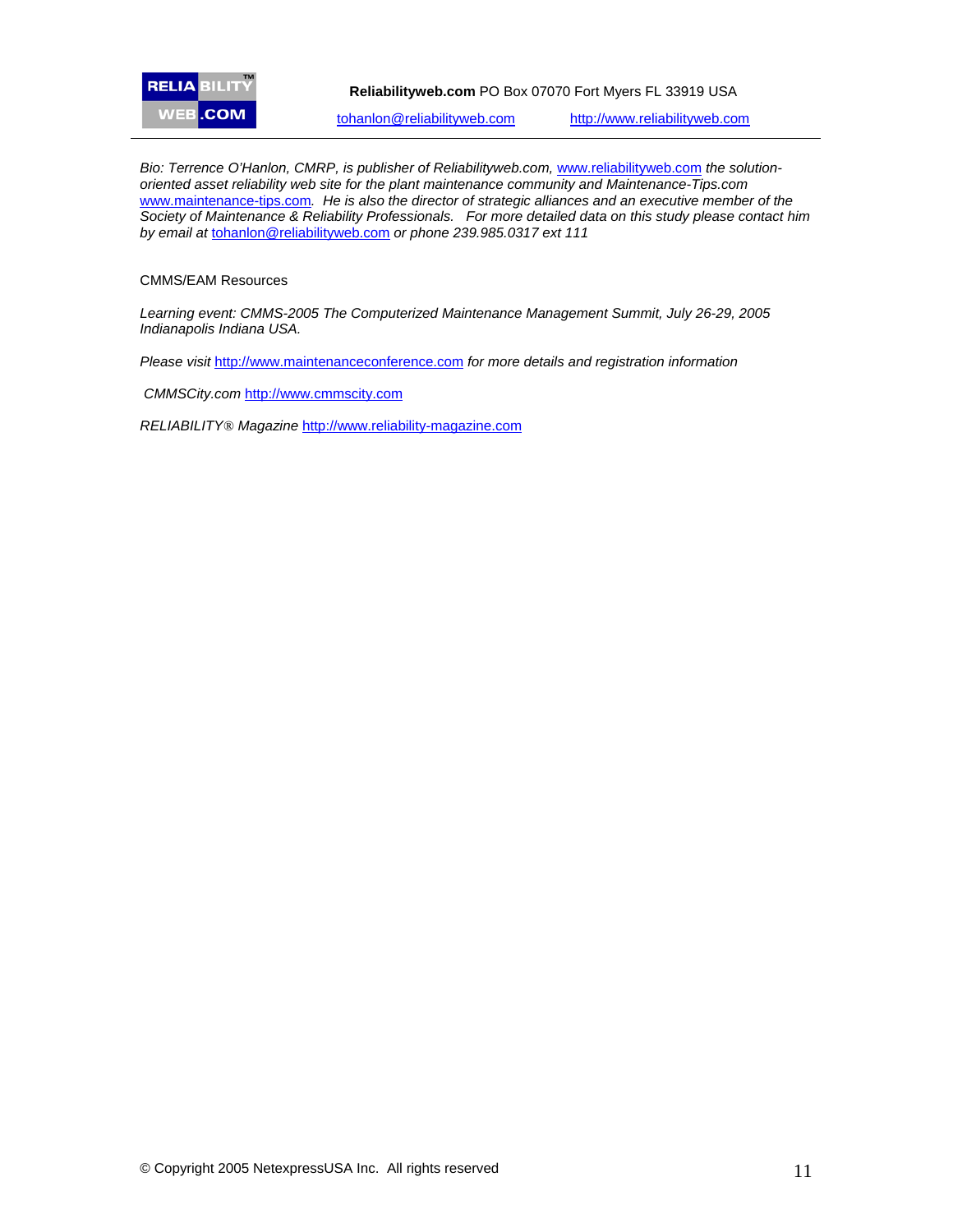*Bio: Terrence O'Hanlon, CMRP, is publisher of Reliabilityweb.com, www.reliabilityweb.com the solution-oriented asset reliability web site for the plant maintenance community and Maintenance-Tips.com www.maintenance-tips.com. He is also the director of strategic alliances and an executive member of the Society of Maintenance & Reliability Professionals. For more detailed data on this study please contact him by email at tohanlon@reliabilityweb.com or phone 239.985.0317 ext 111*

CMMS/EAM Resources

*Learning event: CMMS-2005 The Computerized Maintenance Management Summit, July 26-29, 2005 Indianapolis Indiana USA.*

*Please visit http://www.maintenanceconference.com for more details and registration information*

*CMMSCity.com* http://www.cmmscity.com

*RELIABILITY® Magazine* http://www.reliability-magazine.com

© Copyright 2005 NetexpressUSA Inc. All rights reserved